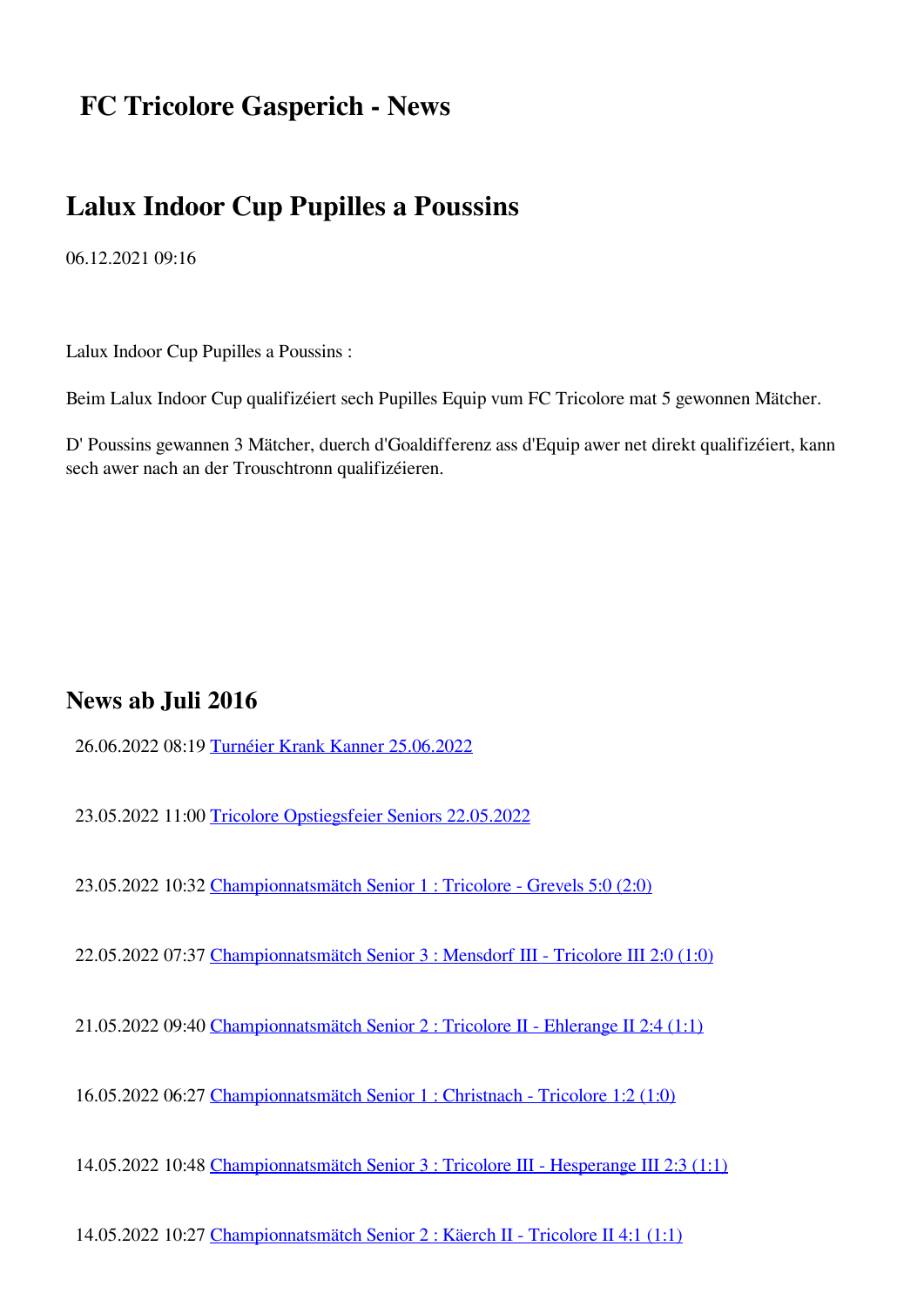# FC Tricolore Gasperich - News

## Lalux Indoor Cup Pupilles a Poussins

06.12.2021 09:16

Lalux Indoor Cup Pupilles a Poussins :

Beim Lalux Indoor Cup qualifizéiert sech Pupilles Equip vum FC Tricolore mat 5 gewonnen Mätcher.

D' Poussins gewannen 3 Mätcher, duerch d'Goaldifferenz ass d'Equip awer net direkt qualifizéiert, kann sech awer nach an der Trouschtronn qualifizéieren.

## News ab Juli 2016

26.06.2022 08:19 Turnéier Krank Kanner 25.06.2022

23.05.2022 11:00 Tricolore Opstiegsfeier Seniors 22.05.2022

23.05.2022 10:32 Championnatsmätch Senior 1 : Tricolore - Grevels 5:0 (2:0)

22.05.2022 07:37 Championnatsmätch Senior 3 : Mensdorf III - Tricolore III 2:0 (1:0)

21.05.2022 09:40 Championnatsmätch Senior 2 : Tricolore II - Ehlerange II 2:4 (1:1)

16.05.2022 06:27 Championnatsmätch Senior 1 : Christnach - Tricolore 1:2 (1:0)

14.05.2022 10:48 Championnatsmätch Senior 3 : Tricolore III - Hesperange III 2:3 (1:1)

14.05.2022 10:27 Championnatsmätch Senior 2 : Käerch II - Tricolore II 4:1 (1:1)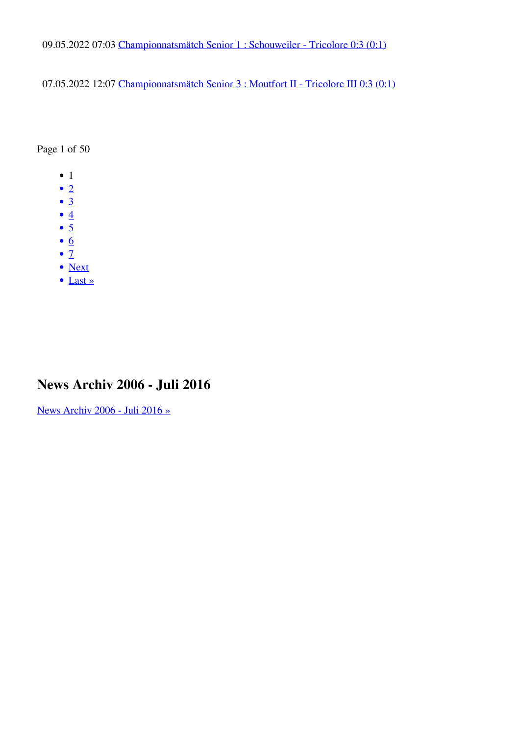09.05.2022 07:03 Championnatsmätch Senior 1 : Schouweiler - Tricolore 0:3 (0:1)

07.05.2022 12:07 Championnatsmätch Senior 3 : Moutfort II - Tricolore III 0:3 (0:1)

Page 1 of 50

- 1
- 2
- 3
- 4
- 5
- 6
- 7
- Next
- Last »

## News Archiv 2006 - Juli 2016

News Archiv 2006 - Juli 2016 »